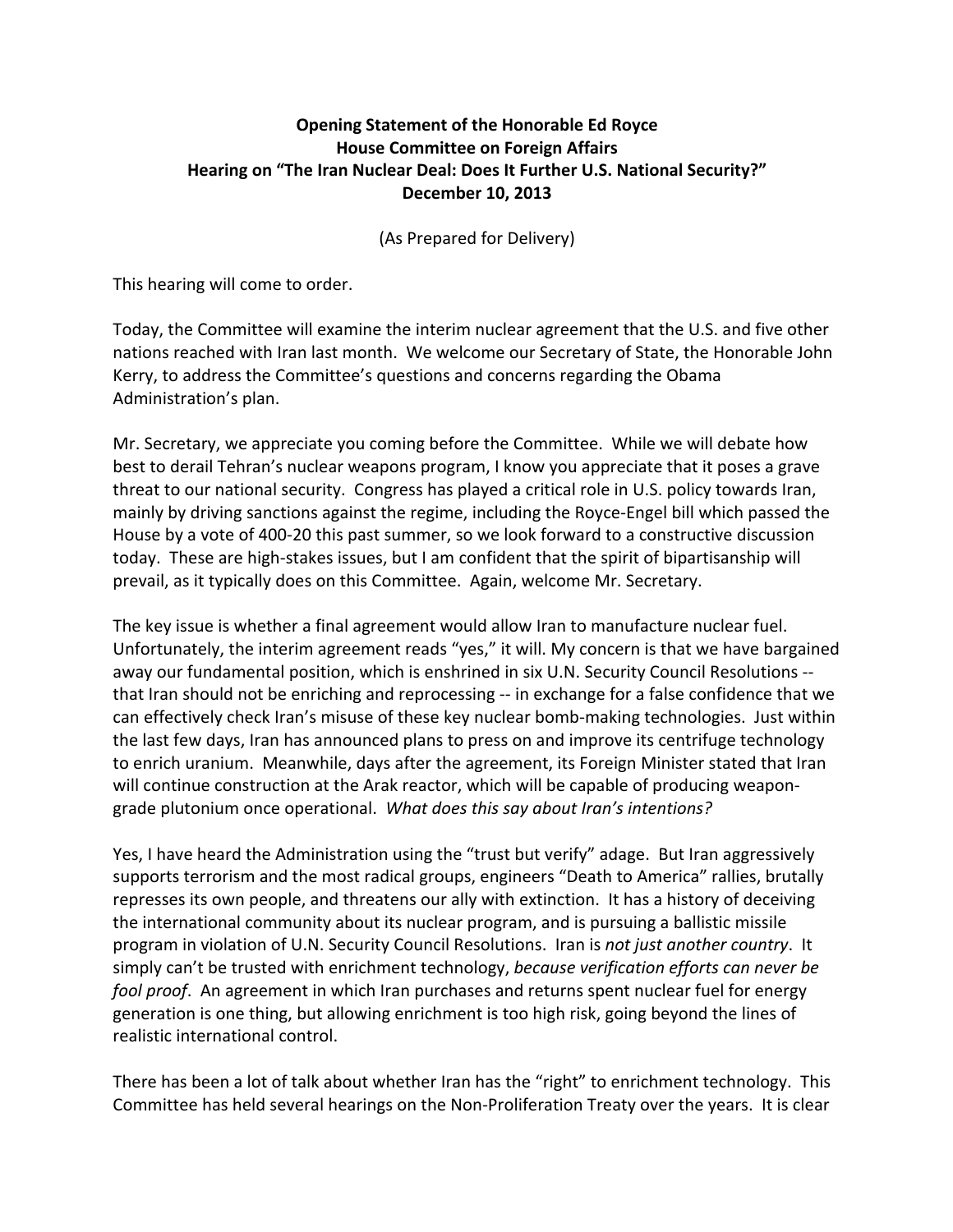**Opening Statement of the Honorable Ed Royce**
**House Committee on Foreign Affairs**
**Hearing on "The Iran Nuclear Deal: Does It Further U.S. National Security?"**
**December 10, 2013**

(As Prepared for Delivery)

This hearing will come to order.

Today, the Committee will examine the interim nuclear agreement that the U.S. and five other nations reached with Iran last month. We welcome our Secretary of State, the Honorable John Kerry, to address the Committee's questions and concerns regarding the Obama Administration's plan.

Mr. Secretary, we appreciate you coming before the Committee. While we will debate how best to derail Tehran's nuclear weapons program, I know you appreciate that it poses a grave threat to our national security. Congress has played a critical role in U.S. policy towards Iran, mainly by driving sanctions against the regime, including the Royce-Engel bill which passed the House by a vote of 400-20 this past summer, so we look forward to a constructive discussion today. These are high-stakes issues, but I am confident that the spirit of bipartisanship will prevail, as it typically does on this Committee. Again, welcome Mr. Secretary.

The key issue is whether a final agreement would allow Iran to manufacture nuclear fuel. Unfortunately, the interim agreement reads "yes," it will. My concern is that we have bargained away our fundamental position, which is enshrined in six U.N. Security Council Resolutions -- that Iran should not be enriching and reprocessing -- in exchange for a false confidence that we can effectively check Iran's misuse of these key nuclear bomb-making technologies. Just within the last few days, Iran has announced plans to press on and improve its centrifuge technology to enrich uranium. Meanwhile, days after the agreement, its Foreign Minister stated that Iran will continue construction at the Arak reactor, which will be capable of producing weapon-grade plutonium once operational. *What does this say about Iran's intentions?*

Yes, I have heard the Administration using the "trust but verify" adage. But Iran aggressively supports terrorism and the most radical groups, engineers "Death to America" rallies, brutally represses its own people, and threatens our ally with extinction. It has a history of deceiving the international community about its nuclear program, and is pursuing a ballistic missile program in violation of U.N. Security Council Resolutions. Iran is *not just another country*. It simply can't be trusted with enrichment technology, *because verification efforts can never be fool proof*. An agreement in which Iran purchases and returns spent nuclear fuel for energy generation is one thing, but allowing enrichment is too high risk, going beyond the lines of realistic international control.

There has been a lot of talk about whether Iran has the "right" to enrichment technology. This Committee has held several hearings on the Non-Proliferation Treaty over the years. It is clear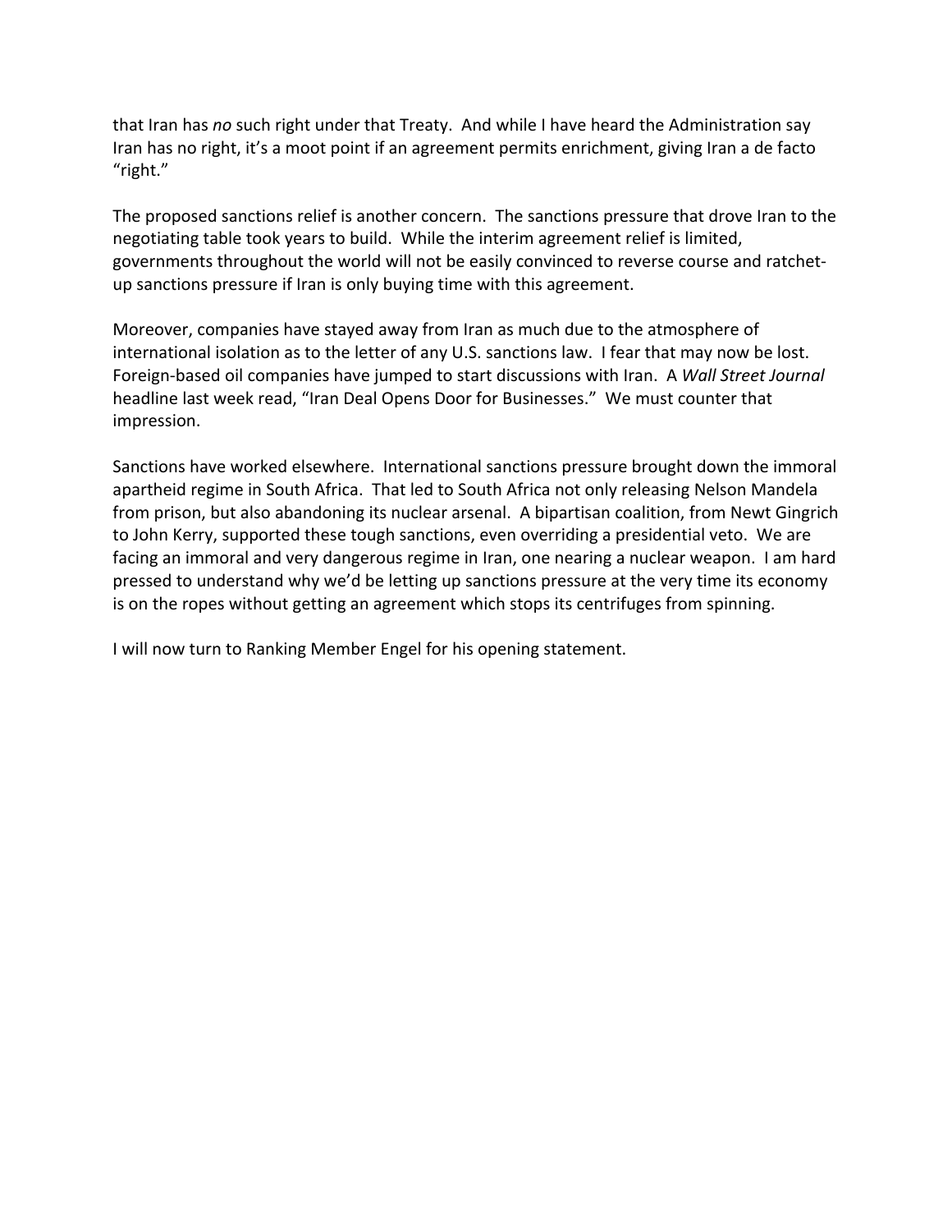that Iran has *no* such right under that Treaty. And while I have heard the Administration say Iran has no right, it's a moot point if an agreement permits enrichment, giving Iran a de facto "right."

The proposed sanctions relief is another concern. The sanctions pressure that drove Iran to the negotiating table took years to build. While the interim agreement relief is limited, governments throughout the world will not be easily convinced to reverse course and ratchet-up sanctions pressure if Iran is only buying time with this agreement.

Moreover, companies have stayed away from Iran as much due to the atmosphere of international isolation as to the letter of any U.S. sanctions law. I fear that may now be lost. Foreign-based oil companies have jumped to start discussions with Iran. A *Wall Street Journal* headline last week read, "Iran Deal Opens Door for Businesses." We must counter that impression.

Sanctions have worked elsewhere. International sanctions pressure brought down the immoral apartheid regime in South Africa. That led to South Africa not only releasing Nelson Mandela from prison, but also abandoning its nuclear arsenal. A bipartisan coalition, from Newt Gingrich to John Kerry, supported these tough sanctions, even overriding a presidential veto. We are facing an immoral and very dangerous regime in Iran, one nearing a nuclear weapon. I am hard pressed to understand why we'd be letting up sanctions pressure at the very time its economy is on the ropes without getting an agreement which stops its centrifuges from spinning.

I will now turn to Ranking Member Engel for his opening statement.